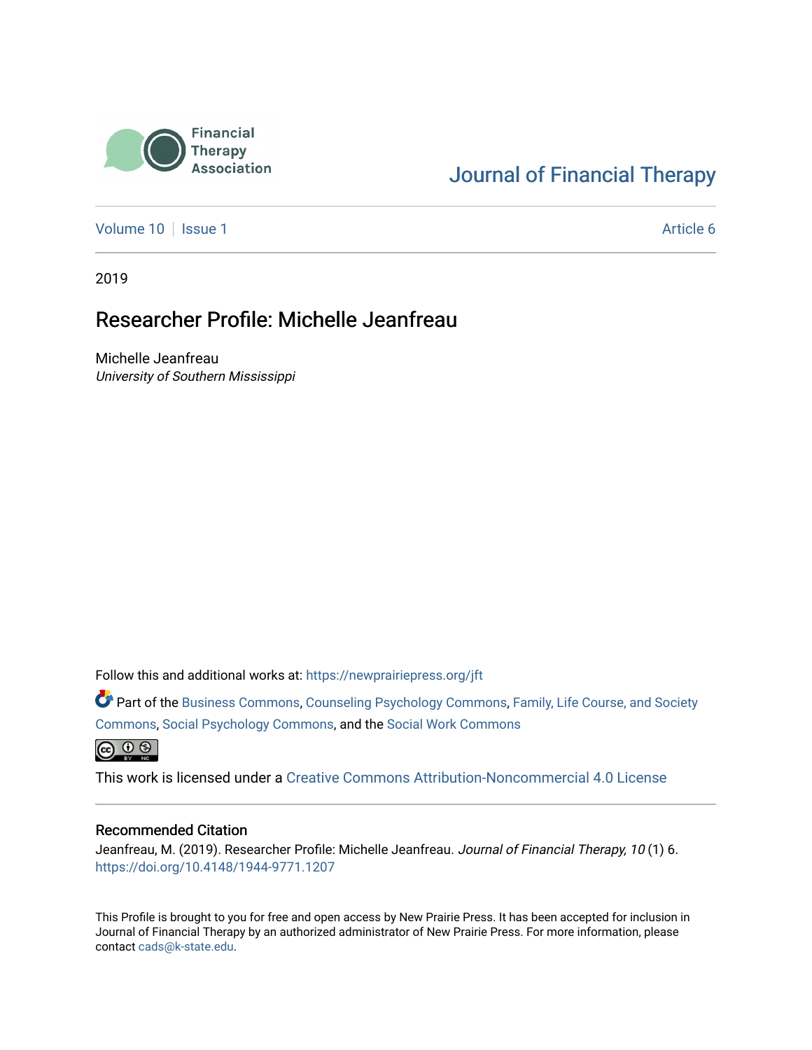Financial Therapy Association

Journal of Financial Therapy

Volume 10 | Issue 1 | Article 6

2019

# Researcher Profile: Michelle Jeanfreau

Michelle Jeanfreau
*University of Southern Mississippi*

Follow this and additional works at: https://newprairiepress.org/jft

Part of the Business Commons, Counseling Psychology Commons, Family, Life Course, and Society Commons, Social Psychology Commons, and the Social Work Commons

This work is licensed under a Creative Commons Attribution-Noncommercial 4.0 License

## Recommended Citation

Jeanfreau, M. (2019). Researcher Profile: Michelle Jeanfreau. *Journal of Financial Therapy, 10* (1) 6. https://doi.org/10.4148/1944-9771.1207

This Profile is brought to you for free and open access by New Prairie Press. It has been accepted for inclusion in Journal of Financial Therapy by an authorized administrator of New Prairie Press. For more information, please contact cads@k-state.edu.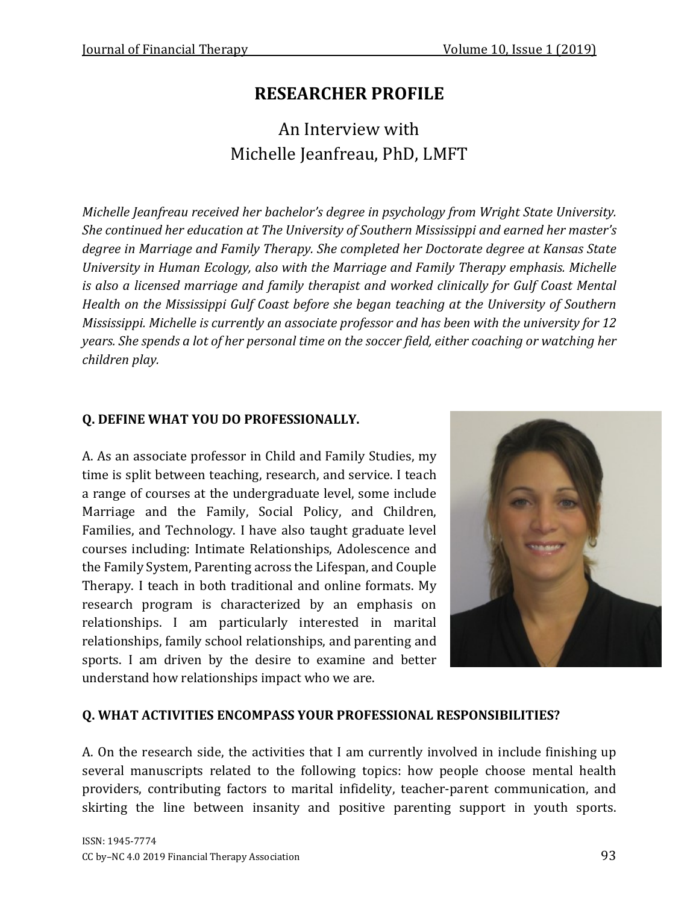# RESEARCHER PROFILE

## An Interview with Michelle Jeanfreau, PhD, LMFT

*Michelle Jeanfreau received her bachelor's degree in psychology from Wright State University. She continued her education at The University of Southern Mississippi and earned her master's degree in Marriage and Family Therapy. She completed her Doctorate degree at Kansas State University in Human Ecology, also with the Marriage and Family Therapy emphasis. Michelle is also a licensed marriage and family therapist and worked clinically for Gulf Coast Mental Health on the Mississippi Gulf Coast before she began teaching at the University of Southern Mississippi. Michelle is currently an associate professor and has been with the university for 12 years. She spends a lot of her personal time on the soccer field, either coaching or watching her children play.*

**Q. DEFINE WHAT YOU DO PROFESSIONALLY.**

A. As an associate professor in Child and Family Studies, my time is split between teaching, research, and service. I teach a range of courses at the undergraduate level, some include Marriage and the Family, Social Policy, and Children, Families, and Technology. I have also taught graduate level courses including: Intimate Relationships, Adolescence and the Family System, Parenting across the Lifespan, and Couple Therapy. I teach in both traditional and online formats. My research program is characterized by an emphasis on relationships. I am particularly interested in marital relationships, family school relationships, and parenting and sports. I am driven by the desire to examine and better understand how relationships impact who we are.

**Q. WHAT ACTIVITIES ENCOMPASS YOUR PROFESSIONAL RESPONSIBILITIES?**

A. On the research side, the activities that I am currently involved in include finishing up several manuscripts related to the following topics: how people choose mental health providers, contributing factors to marital infidelity, teacher-parent communication, and skirting the line between insanity and positive parenting support in youth sports.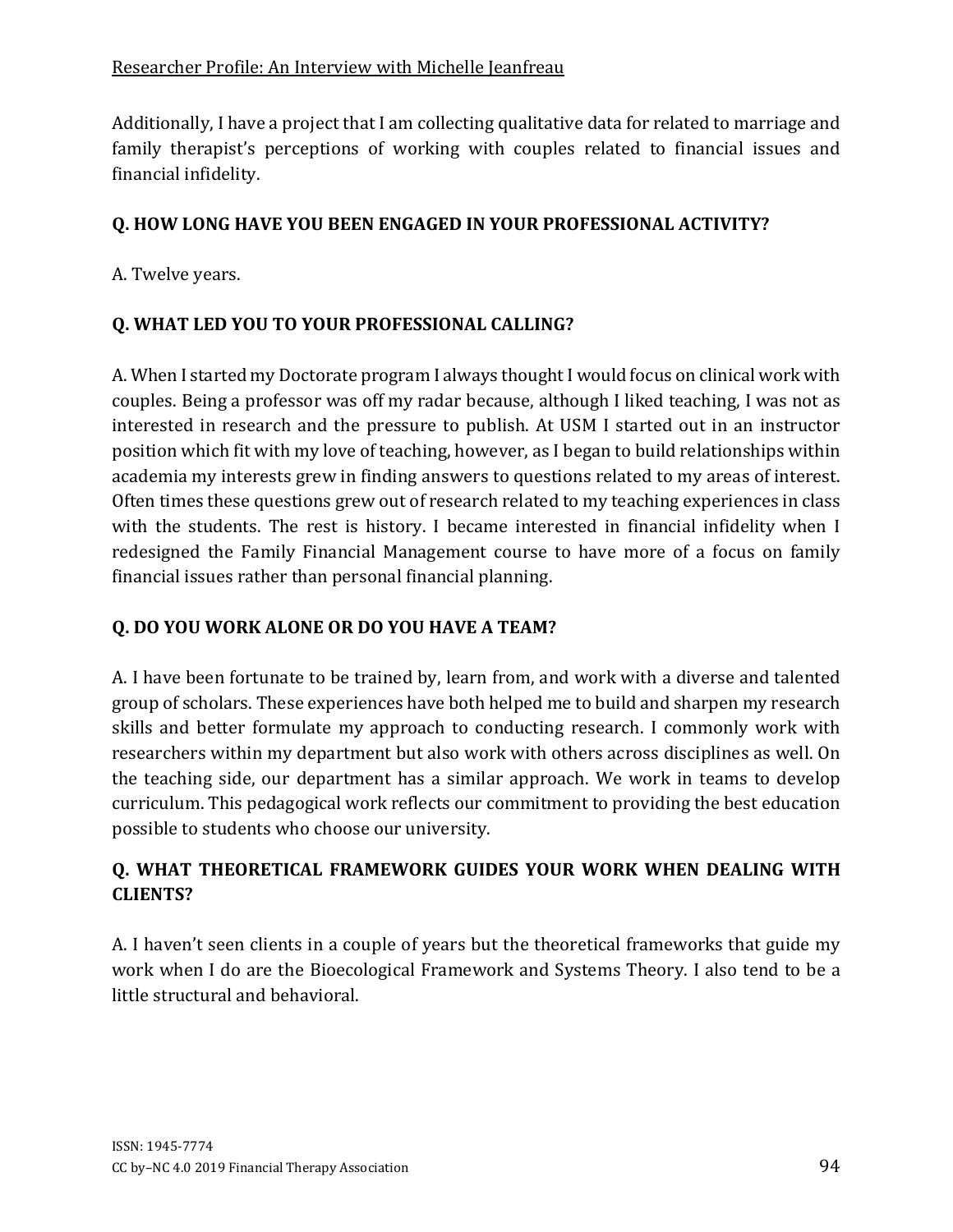Additionally, I have a project that I am collecting qualitative data for related to marriage and family therapist's perceptions of working with couples related to financial issues and financial infidelity.

**Q. HOW LONG HAVE YOU BEEN ENGAGED IN YOUR PROFESSIONAL ACTIVITY?**

A. Twelve years.

**Q. WHAT LED YOU TO YOUR PROFESSIONAL CALLING?**

A. When I started my Doctorate program I always thought I would focus on clinical work with couples. Being a professor was off my radar because, although I liked teaching, I was not as interested in research and the pressure to publish. At USM I started out in an instructor position which fit with my love of teaching, however, as I began to build relationships within academia my interests grew in finding answers to questions related to my areas of interest. Often times these questions grew out of research related to my teaching experiences in class with the students. The rest is history. I became interested in financial infidelity when I redesigned the Family Financial Management course to have more of a focus on family financial issues rather than personal financial planning.

**Q. DO YOU WORK ALONE OR DO YOU HAVE A TEAM?**

A. I have been fortunate to be trained by, learn from, and work with a diverse and talented group of scholars. These experiences have both helped me to build and sharpen my research skills and better formulate my approach to conducting research. I commonly work with researchers within my department but also work with others across disciplines as well. On the teaching side, our department has a similar approach. We work in teams to develop curriculum. This pedagogical work reflects our commitment to providing the best education possible to students who choose our university.

**Q. WHAT THEORETICAL FRAMEWORK GUIDES YOUR WORK WHEN DEALING WITH CLIENTS?**

A. I haven't seen clients in a couple of years but the theoretical frameworks that guide my work when I do are the Bioecological Framework and Systems Theory. I also tend to be a little structural and behavioral.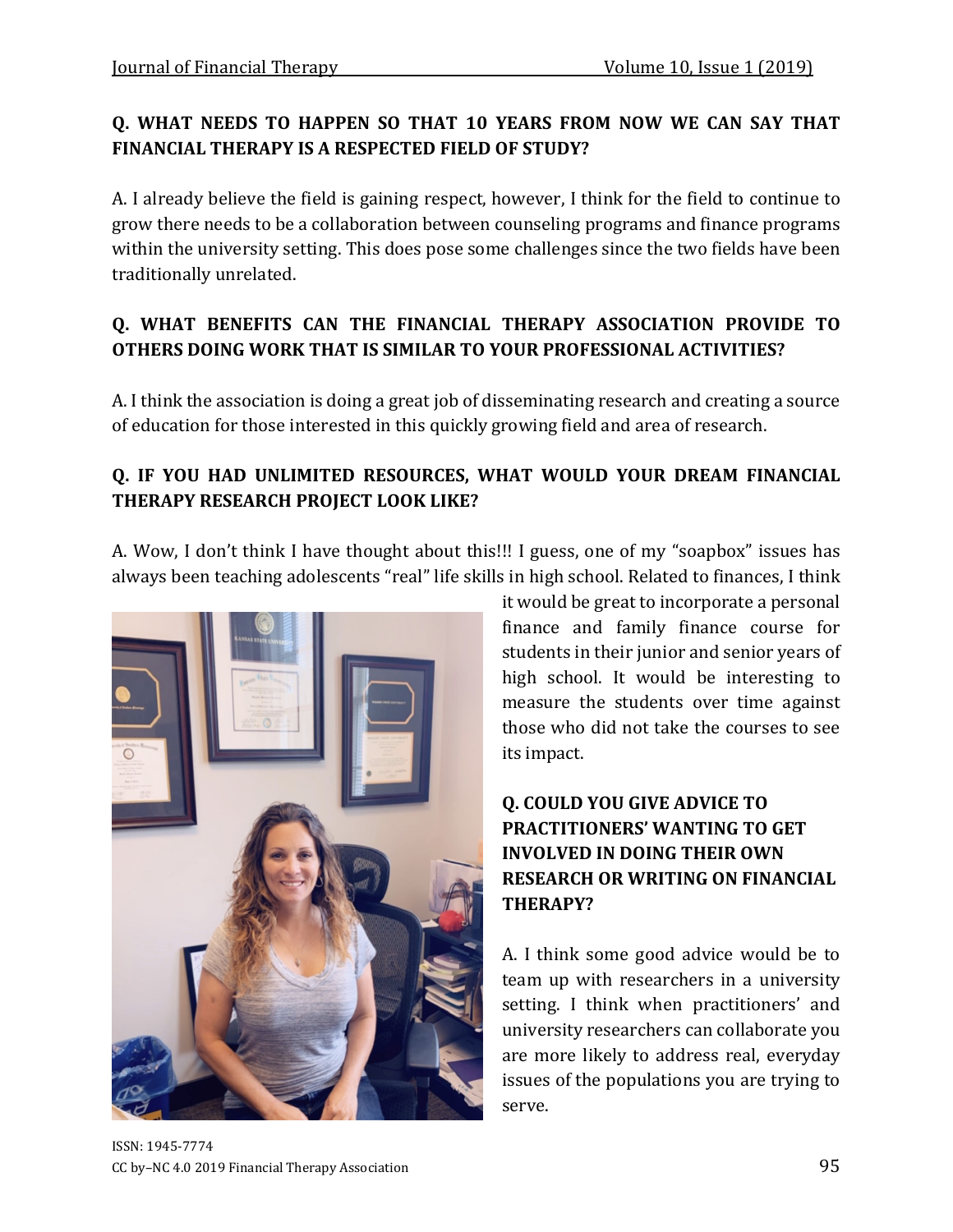**Q. WHAT NEEDS TO HAPPEN SO THAT 10 YEARS FROM NOW WE CAN SAY THAT FINANCIAL THERAPY IS A RESPECTED FIELD OF STUDY?**

A. I already believe the field is gaining respect, however, I think for the field to continue to grow there needs to be a collaboration between counseling programs and finance programs within the university setting. This does pose some challenges since the two fields have been traditionally unrelated.

**Q. WHAT BENEFITS CAN THE FINANCIAL THERAPY ASSOCIATION PROVIDE TO OTHERS DOING WORK THAT IS SIMILAR TO YOUR PROFESSIONAL ACTIVITIES?**

A. I think the association is doing a great job of disseminating research and creating a source of education for those interested in this quickly growing field and area of research.

**Q. IF YOU HAD UNLIMITED RESOURCES, WHAT WOULD YOUR DREAM FINANCIAL THERAPY RESEARCH PROJECT LOOK LIKE?**

A. Wow, I don't think I have thought about this!!! I guess, one of my "soapbox" issues has always been teaching adolescents "real" life skills in high school. Related to finances, I think it would be great to incorporate a personal finance and family finance course for students in their junior and senior years of high school. It would be interesting to measure the students over time against those who did not take the courses to see its impact.

**Q. COULD YOU GIVE ADVICE TO PRACTITIONERS' WANTING TO GET INVOLVED IN DOING THEIR OWN RESEARCH OR WRITING ON FINANCIAL THERAPY?**

A. I think some good advice would be to team up with researchers in a university setting. I think when practitioners' and university researchers can collaborate you are more likely to address real, everyday issues of the populations you are trying to serve.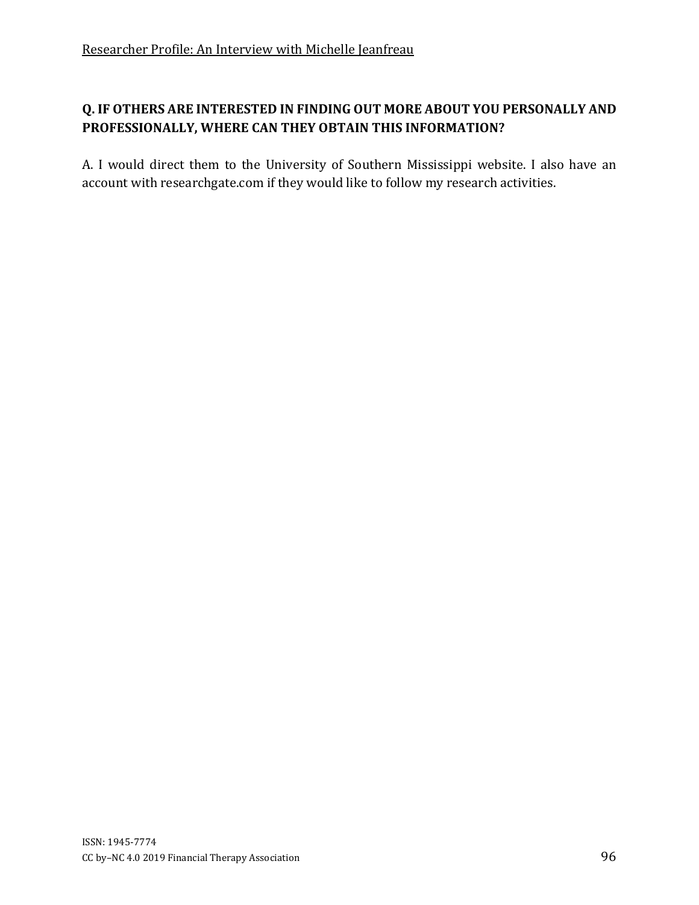**Q. IF OTHERS ARE INTERESTED IN FINDING OUT MORE ABOUT YOU PERSONALLY AND PROFESSIONALLY, WHERE CAN THEY OBTAIN THIS INFORMATION?**

A. I would direct them to the University of Southern Mississippi website. I also have an account with researchgate.com if they would like to follow my research activities.